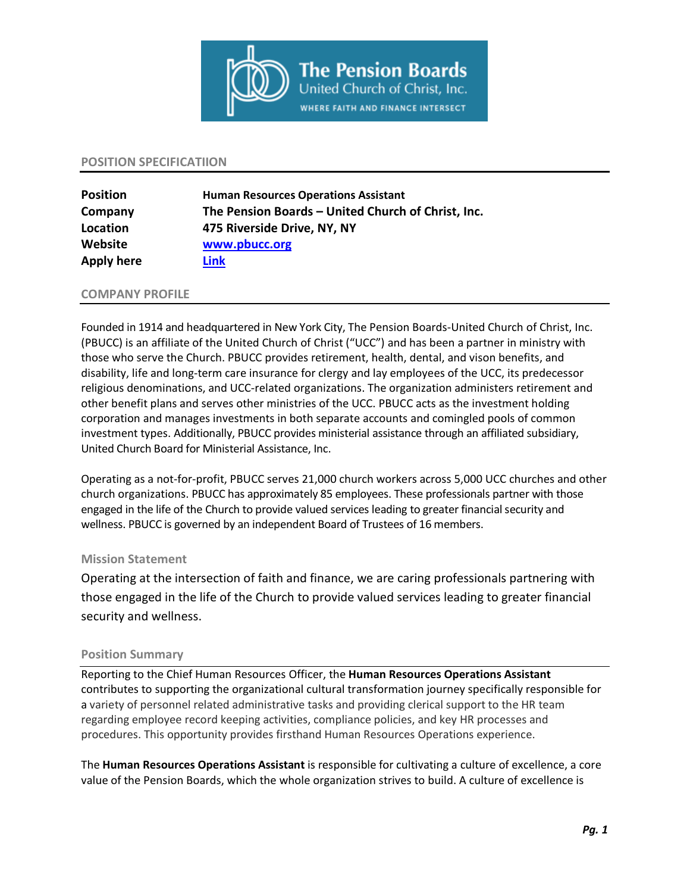## POSITION SPECIFICATIION

| | |
|---|---|
| **Position** | **Human Resources Operations Assistant** |
| **Company** | **The Pension Boards – United Church of Christ, Inc.** |
| **Location** | **475 Riverside Drive, NY, NY** |
| **Website** | **[www.pbucc.org](www.pbucc.org)** |
| **Apply here** | **Link** |

## COMPANY PROFILE

Founded in 1914 and headquartered in New York City, The Pension Boards-United Church of Christ, Inc. (PBUCC) is an affiliate of the United Church of Christ ("UCC") and has been a partner in ministry with those who serve the Church. PBUCC provides retirement, health, dental, and vison benefits, and disability, life and long-term care insurance for clergy and lay employees of the UCC, its predecessor religious denominations, and UCC-related organizations. The organization administers retirement and other benefit plans and serves other ministries of the UCC. PBUCC acts as the investment holding corporation and manages investments in both separate accounts and comingled pools of common investment types. Additionally, PBUCC provides ministerial assistance through an affiliated subsidiary, United Church Board for Ministerial Assistance, Inc.

Operating as a not-for-profit, PBUCC serves 21,000 church workers across 5,000 UCC churches and other church organizations. PBUCC has approximately 85 employees. These professionals partner with those engaged in the life of the Church to provide valued services leading to greater financial security and wellness. PBUCC is governed by an independent Board of Trustees of 16 members.

### Mission Statement

Operating at the intersection of faith and finance, we are caring professionals partnering with those engaged in the life of the Church to provide valued services leading to greater financial security and wellness.

### Position Summary

Reporting to the Chief Human Resources Officer, the **Human Resources Operations Assistant** contributes to supporting the organizational cultural transformation journey specifically responsible for a variety of personnel related administrative tasks and providing clerical support to the HR team regarding employee record keeping activities, compliance policies, and key HR processes and procedures. This opportunity provides firsthand Human Resources Operations experience.

The **Human Resources Operations Assistant** is responsible for cultivating a culture of excellence, a core value of the Pension Boards, which the whole organization strives to build. A culture of excellence is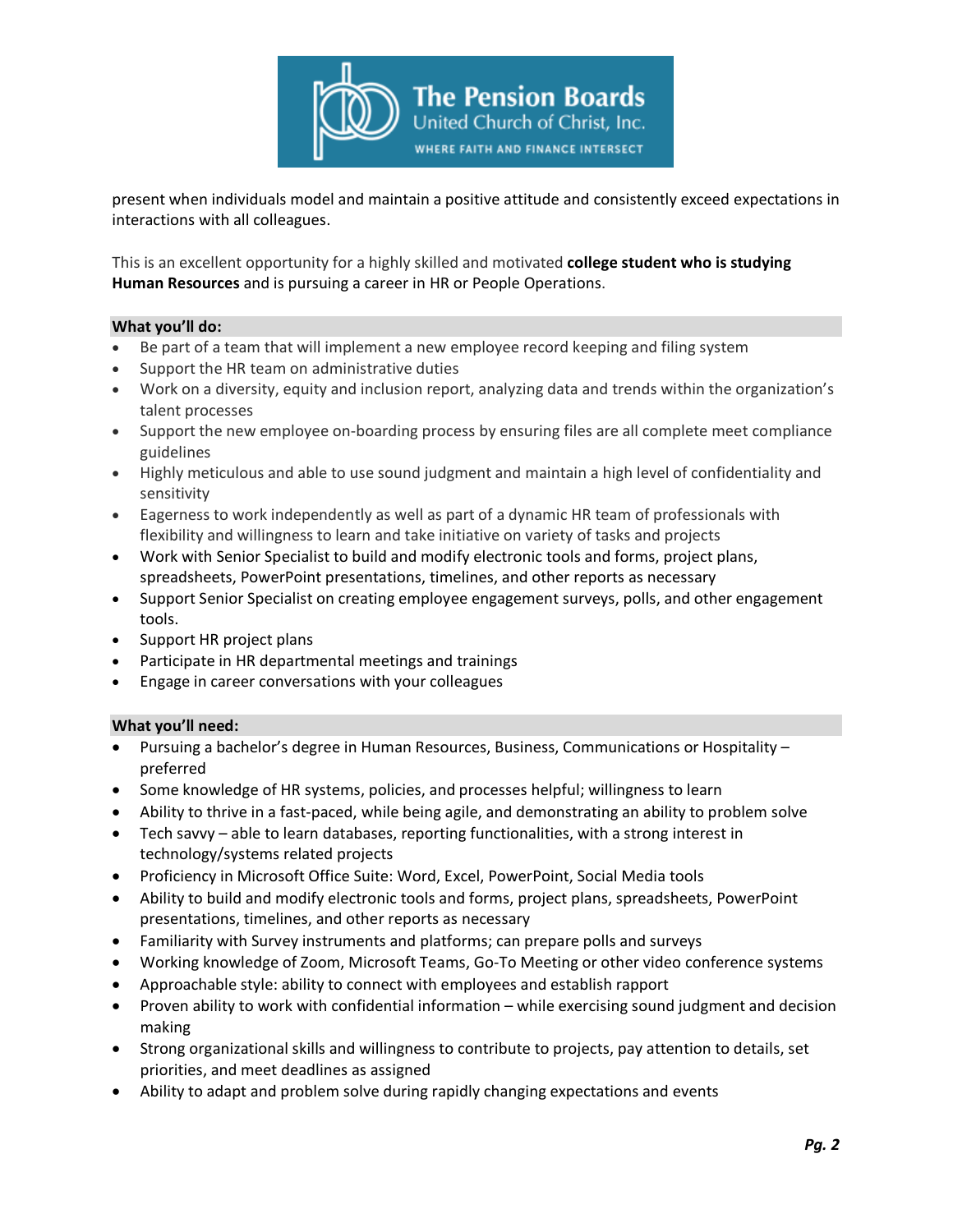present when individuals model and maintain a positive attitude and consistently exceed expectations in interactions with all colleagues.

This is an excellent opportunity for a highly skilled and motivated **college student who is studying Human Resources** and is pursuing a career in HR or People Operations.

### What you'll do:

- Be part of a team that will implement a new employee record keeping and filing system
- Support the HR team on administrative duties
- Work on a diversity, equity and inclusion report, analyzing data and trends within the organization's talent processes
- Support the new employee on-boarding process by ensuring files are all complete meet compliance guidelines
- Highly meticulous and able to use sound judgment and maintain a high level of confidentiality and sensitivity
- Eagerness to work independently as well as part of a dynamic HR team of professionals with flexibility and willingness to learn and take initiative on variety of tasks and projects
- Work with Senior Specialist to build and modify electronic tools and forms, project plans, spreadsheets, PowerPoint presentations, timelines, and other reports as necessary
- Support Senior Specialist on creating employee engagement surveys, polls, and other engagement tools.
- Support HR project plans
- Participate in HR departmental meetings and trainings
- Engage in career conversations with your colleagues

### What you'll need:

- Pursuing a bachelor's degree in Human Resources, Business, Communications or Hospitality – preferred
- Some knowledge of HR systems, policies, and processes helpful; willingness to learn
- Ability to thrive in a fast-paced, while being agile, and demonstrating an ability to problem solve
- Tech savvy – able to learn databases, reporting functionalities, with a strong interest in technology/systems related projects
- Proficiency in Microsoft Office Suite: Word, Excel, PowerPoint, Social Media tools
- Ability to build and modify electronic tools and forms, project plans, spreadsheets, PowerPoint presentations, timelines, and other reports as necessary
- Familiarity with Survey instruments and platforms; can prepare polls and surveys
- Working knowledge of Zoom, Microsoft Teams, Go-To Meeting or other video conference systems
- Approachable style: ability to connect with employees and establish rapport
- Proven ability to work with confidential information – while exercising sound judgment and decision making
- Strong organizational skills and willingness to contribute to projects, pay attention to details, set priorities, and meet deadlines as assigned
- Ability to adapt and problem solve during rapidly changing expectations and events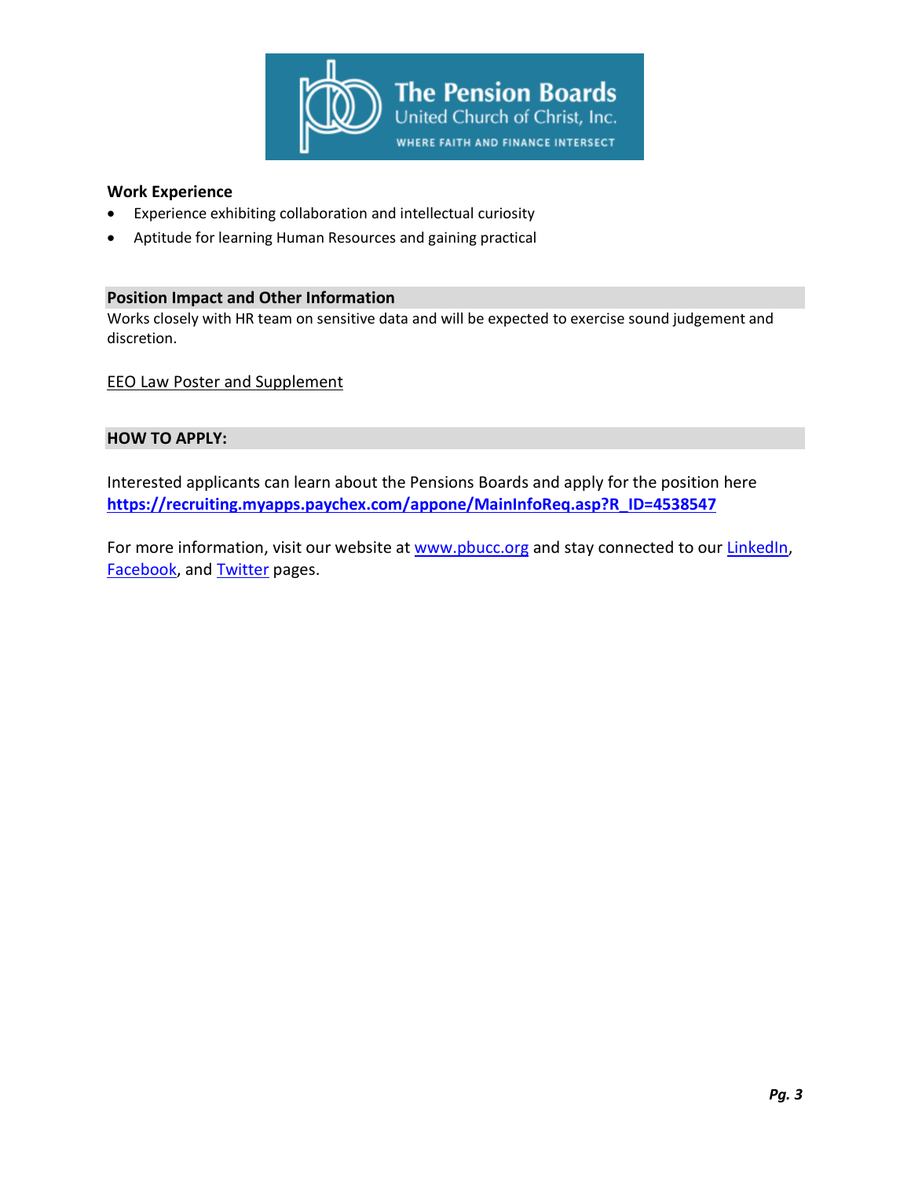**Work Experience**

- Experience exhibiting collaboration and intellectual curiosity
- Aptitude for learning Human Resources and gaining practical

**Position Impact and Other Information**

Works closely with HR team on sensitive data and will be expected to exercise sound judgement and discretion.

EEO Law Poster and Supplement

**HOW TO APPLY:**

Interested applicants can learn about the Pensions Boards and apply for the position here **https://recruiting.myapps.paychex.com/appone/MainInfoReq.asp?R_ID=4538547**

For more information, visit our website at www.pbucc.org and stay connected to our LinkedIn, Facebook, and Twitter pages.